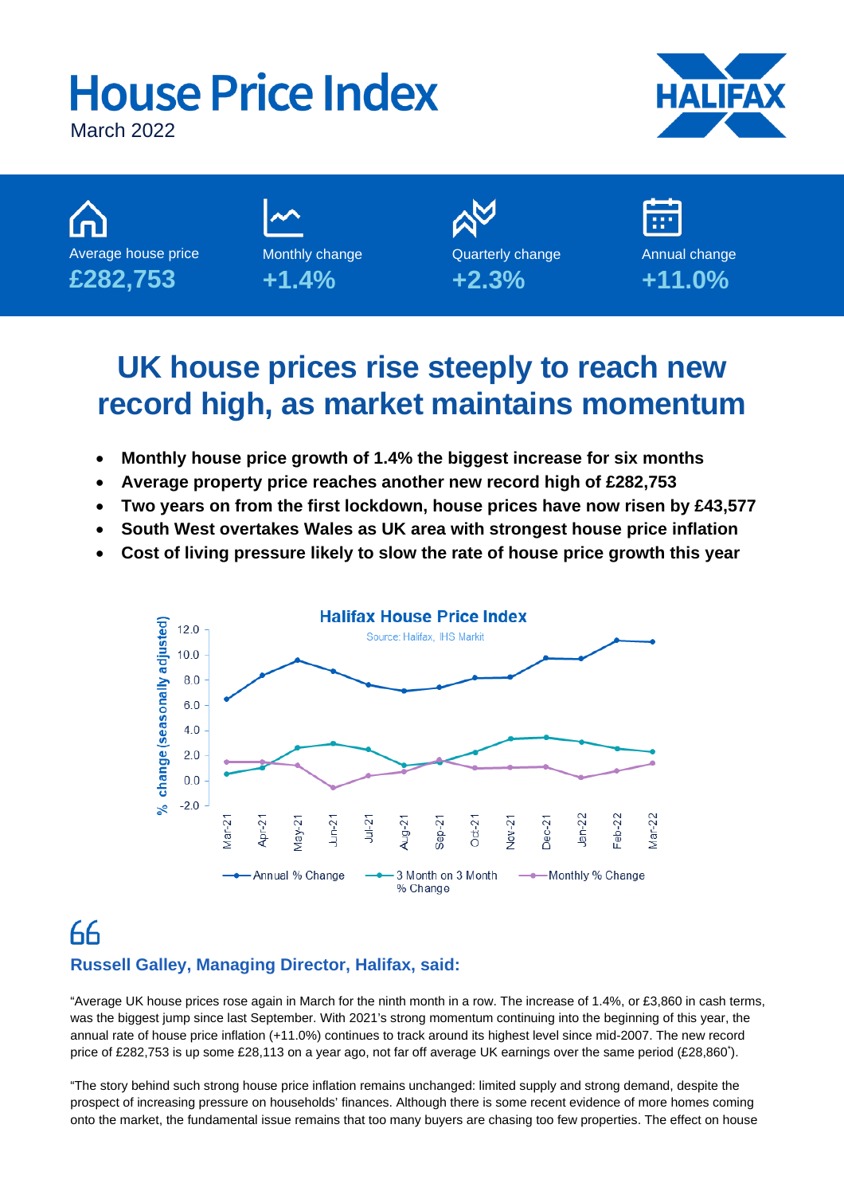# House Price Index

March 2022

HALIFAX

| Average house price | Monthly change | Quarterly change | Annual change |
|---|---|---|---|
| £282,753 | +1.4% | +2.3% | +11.0% |

## UK house prices rise steeply to reach new record high, as market maintains momentum

- **Monthly house price growth of 1.4% the biggest increase for six months**
- **Average property price reaches another new record high of £282,753**
- **Two years on from the first lockdown, house prices have now risen by £43,577**
- **South West overtakes Wales as UK area with strongest house price inflation**
- **Cost of living pressure likely to slow the rate of house price growth this year**

**Halifax House Price Index**

Source: Halifax, IHS Markit

% change (seasonally adjusted)

Legend: Annual % Change; 3 Month on 3 Month % Change; Monthly % Change

Months: Mar-21, Apr-21, May-21, Jun-21, Jul-21, Aug-21, Sep-21, Oct-21, Nov-21, Dec-21, Jan-22, Feb-22, Mar-22

### Russell Galley, Managing Director, Halifax, said:

"Average UK house prices rose again in March for the ninth month in a row. The increase of 1.4%, or £3,860 in cash terms, was the biggest jump since last September. With 2021's strong momentum continuing into the beginning of this year, the annual rate of house price inflation (+11.0%) continues to track around its highest level since mid-2007. The new record price of £282,753 is up some £28,113 on a year ago, not far off average UK earnings over the same period (£28,860*).

"The story behind such strong house price inflation remains unchanged: limited supply and strong demand, despite the prospect of increasing pressure on households' finances. Although there is some recent evidence of more homes coming onto the market, the fundamental issue remains that too many buyers are chasing too few properties. The effect on house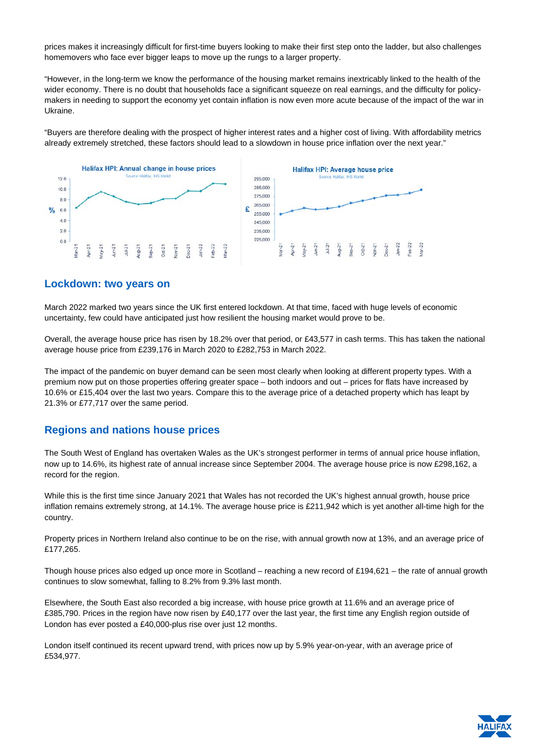prices makes it increasingly difficult for first-time buyers looking to make their first step onto the ladder, but also challenges homemovers who face ever bigger leaps to move up the rungs to a larger property.

"However, in the long-term we know the performance of the housing market remains inextricably linked to the health of the wider economy. There is no doubt that households face a significant squeeze on real earnings, and the difficulty for policy-makers in needing to support the economy yet contain inflation is now even more acute because of the impact of the war in Ukraine.

"Buyers are therefore dealing with the prospect of higher interest rates and a higher cost of living. With affordability metrics already extremely stretched, these factors should lead to a slowdown in house price inflation over the next year."

## Lockdown: two years on

March 2022 marked two years since the UK first entered lockdown. At that time, faced with huge levels of economic uncertainty, few could have anticipated just how resilient the housing market would prove to be.

Overall, the average house price has risen by 18.2% over that period, or £43,577 in cash terms. This has taken the national average house price from £239,176 in March 2020 to £282,753 in March 2022.

The impact of the pandemic on buyer demand can be seen most clearly when looking at different property types. With a premium now put on those properties offering greater space – both indoors and out – prices for flats have increased by 10.6% or £15,404 over the last two years. Compare this to the average price of a detached property which has leapt by 21.3% or £77,717 over the same period.

## Regions and nations house prices

The South West of England has overtaken Wales as the UK's strongest performer in terms of annual price house inflation, now up to 14.6%, its highest rate of annual increase since September 2004. The average house price is now £298,162, a record for the region.

While this is the first time since January 2021 that Wales has not recorded the UK's highest annual growth, house price inflation remains extremely strong, at 14.1%. The average house price is £211,942 which is yet another all-time high for the country.

Property prices in Northern Ireland also continue to be on the rise, with annual growth now at 13%, and an average price of £177,265.

Though house prices also edged up once more in Scotland – reaching a new record of £194,621 – the rate of annual growth continues to slow somewhat, falling to 8.2% from 9.3% last month.

Elsewhere, the South East also recorded a big increase, with house price growth at 11.6% and an average price of £385,790. Prices in the region have now risen by £40,177 over the last year, the first time any English region outside of London has ever posted a £40,000-plus rise over just 12 months.

London itself continued its recent upward trend, with prices now up by 5.9% year-on-year, with an average price of £534,977.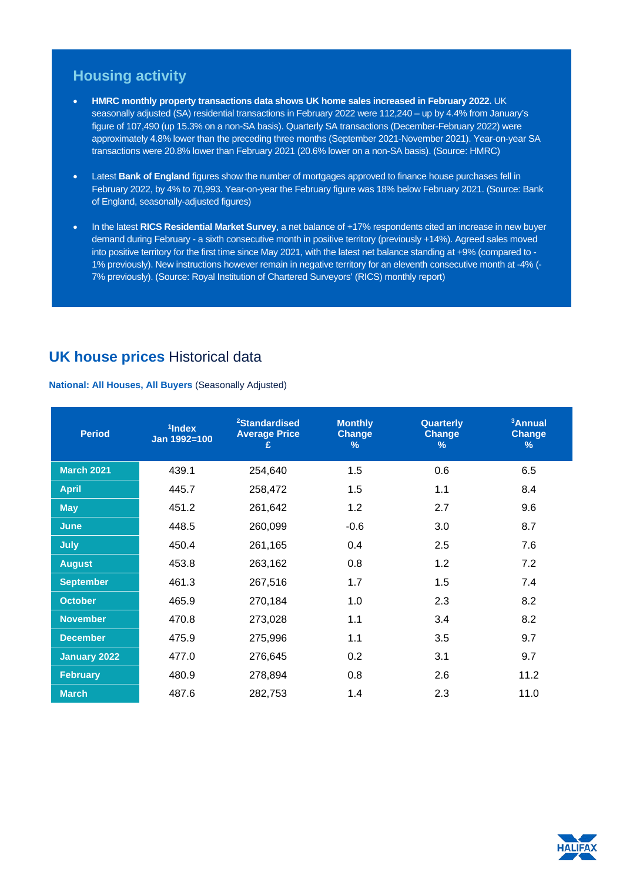## Housing activity

- **HMRC monthly property transactions data shows UK home sales increased in February 2022.** UK seasonally adjusted (SA) residential transactions in February 2022 were 112,240 – up by 4.4% from January's figure of 107,490 (up 15.3% on a non-SA basis). Quarterly SA transactions (December-February 2022) were approximately 4.8% lower than the preceding three months (September 2021-November 2021). Year-on-year SA transactions were 20.8% lower than February 2021 (20.6% lower on a non-SA basis). (Source: HMRC)

- Latest **Bank of England** figures show the number of mortgages approved to finance house purchases fell in February 2022, by 4% to 70,993. Year-on-year the February figure was 18% below February 2021. (Source: Bank of England, seasonally-adjusted figures)

- In the latest **RICS Residential Market Survey**, a net balance of +17% respondents cited an increase in new buyer demand during February - a sixth consecutive month in positive territory (previously +14%). Agreed sales moved into positive territory for the first time since May 2021, with the latest net balance standing at +9% (compared to -1% previously). New instructions however remain in negative territory for an eleventh consecutive month at -4% (-7% previously). (Source: Royal Institution of Chartered Surveyors' (RICS) monthly report)

## UK house prices Historical data

**National: All Houses, All Buyers** (Seasonally Adjusted)

| Period | [1]Index Jan 1992=100 | [2]Standardised Average Price £ | Monthly Change % | Quarterly Change % | [3]Annual Change % |
|---|---|---|---|---|---|
| **March 2021** | 439.1 | 254,640 | 1.5 | 0.6 | 6.5 |
| **April** | 445.7 | 258,472 | 1.5 | 1.1 | 8.4 |
| **May** | 451.2 | 261,642 | 1.2 | 2.7 | 9.6 |
| **June** | 448.5 | 260,099 | -0.6 | 3.0 | 8.7 |
| **July** | 450.4 | 261,165 | 0.4 | 2.5 | 7.6 |
| **August** | 453.8 | 263,162 | 0.8 | 1.2 | 7.2 |
| **September** | 461.3 | 267,516 | 1.7 | 1.5 | 7.4 |
| **October** | 465.9 | 270,184 | 1.0 | 2.3 | 8.2 |
| **November** | 470.8 | 273,028 | 1.1 | 3.4 | 8.2 |
| **December** | 475.9 | 275,996 | 1.1 | 3.5 | 9.7 |
| **January 2022** | 477.0 | 276,645 | 0.2 | 3.1 | 9.7 |
| **February** | 480.9 | 278,894 | 0.8 | 2.6 | 11.2 |
| **March** | 487.6 | 282,753 | 1.4 | 2.3 | 11.0 |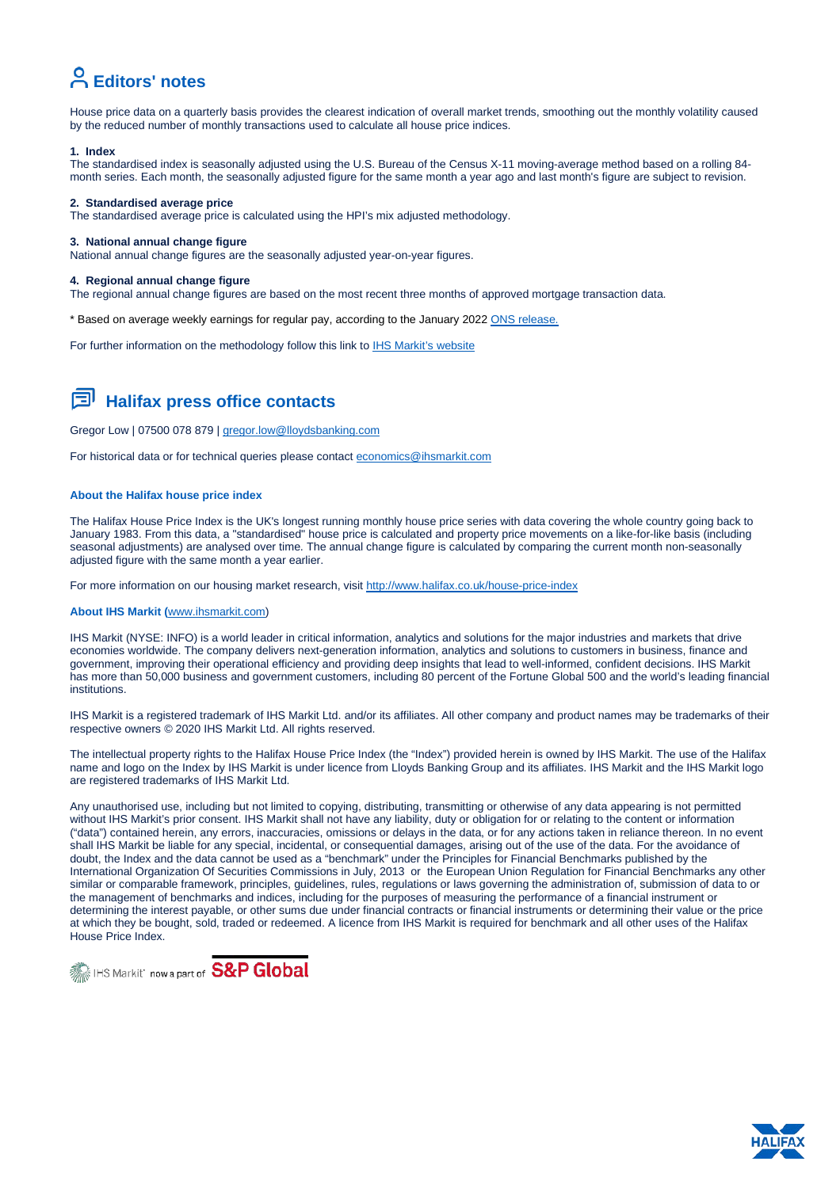## Editors' notes

House price data on a quarterly basis provides the clearest indication of overall market trends, smoothing out the monthly volatility caused by the reduced number of monthly transactions used to calculate all house price indices.

**1. Index**
The standardised index is seasonally adjusted using the U.S. Bureau of the Census X-11 moving-average method based on a rolling 84-month series. Each month, the seasonally adjusted figure for the same month a year ago and last month's figure are subject to revision.

**2. Standardised average price**
The standardised average price is calculated using the HPI's mix adjusted methodology.

**3. National annual change figure**
National annual change figures are the seasonally adjusted year-on-year figures.

**4. Regional annual change figure**
The regional annual change figures are based on the most recent three months of approved mortgage transaction data.

* Based on average weekly earnings for regular pay, according to the January 2022 ONS release.

For further information on the methodology follow this link to IHS Markit's website

## Halifax press office contacts

Gregor Low | 07500 078 879 | gregor.low@lloydsbanking.com

For historical data or for technical queries please contact economics@ihsmarkit.com

### About the Halifax house price index

The Halifax House Price Index is the UK's longest running monthly house price series with data covering the whole country going back to January 1983. From this data, a "standardised" house price is calculated and property price movements on a like-for-like basis (including seasonal adjustments) are analysed over time. The annual change figure is calculated by comparing the current month non-seasonally adjusted figure with the same month a year earlier.

For more information on our housing market research, visit http://www.halifax.co.uk/house-price-index

### About IHS Markit (www.ihsmarkit.com)

IHS Markit (NYSE: INFO) is a world leader in critical information, analytics and solutions for the major industries and markets that drive economies worldwide. The company delivers next-generation information, analytics and solutions to customers in business, finance and government, improving their operational efficiency and providing deep insights that lead to well-informed, confident decisions. IHS Markit has more than 50,000 business and government customers, including 80 percent of the Fortune Global 500 and the world's leading financial institutions.

IHS Markit is a registered trademark of IHS Markit Ltd. and/or its affiliates. All other company and product names may be trademarks of their respective owners © 2020 IHS Markit Ltd. All rights reserved.

The intellectual property rights to the Halifax House Price Index (the "Index") provided herein is owned by IHS Markit. The use of the Halifax name and logo on the Index by IHS Markit is under licence from Lloyds Banking Group and its affiliates. IHS Markit and the IHS Markit logo are registered trademarks of IHS Markit Ltd.

Any unauthorised use, including but not limited to copying, distributing, transmitting or otherwise of any data appearing is not permitted without IHS Markit's prior consent. IHS Markit shall not have any liability, duty or obligation for or relating to the content or information ("data") contained herein, any errors, inaccuracies, omissions or delays in the data, or for any actions taken in reliance thereon. In no event shall IHS Markit be liable for any special, incidental, or consequential damages, arising out of the use of the data. For the avoidance of doubt, the Index and the data cannot be used as a "benchmark" under the Principles for Financial Benchmarks published by the International Organization Of Securities Commissions in July, 2013 or the European Union Regulation for Financial Benchmarks any other similar or comparable framework, principles, guidelines, rules, regulations or laws governing the administration of, submission of data to or the management of benchmarks and indices, including for the purposes of measuring the performance of a financial instrument or determining the interest payable, or other sums due under financial contracts or financial instruments or determining their value or the price at which they be bought, sold, traded or redeemed. A licence from IHS Markit is required for benchmark and all other uses of the Halifax House Price Index.

IHS Markit now a part of S&P Global